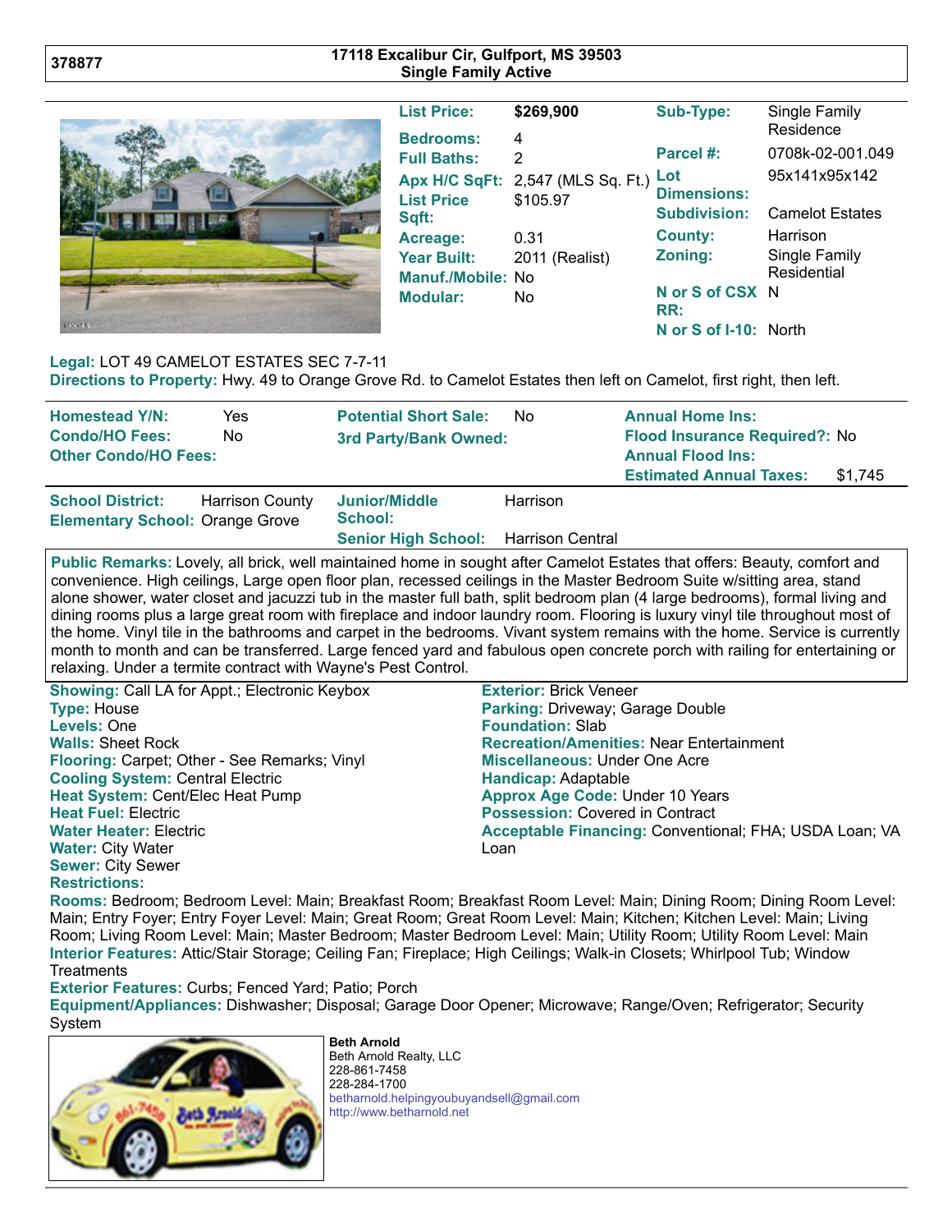**378877** | **17118 Excalibur Cir, Gulfport, MS 39503**
**Single Family Active**

| | | | |
|---|---|---|---|
| **List Price:** | $269,900 | **Sub-Type:** | Single Family Residence |
| **Bedrooms:** | 4 | **Parcel #:** | 0708k-02-001.049 |
| **Full Baths:** | 2 | **Lot Dimensions:** | 95x141x95x142 |
| **Apx H/C SqFt:** | 2,547 (MLS Sq. Ft.) | **Subdivision:** | Camelot Estates |
| **List Price Sqft:** | $105.97 | **County:** | Harrison |
| **Acreage:** | 0.31 | **Zoning:** | Single Family Residential |
| **Year Built:** | 2011 (Realist) | **N or S of CSX RR:** | N |
| **Manuf./Mobile:** | No | **N or S of I-10:** | North |
| **Modular:** | No | | |

**Legal:** LOT 49 CAMELOT ESTATES SEC 7-7-11
**Directions to Property:** Hwy. 49 to Orange Grove Rd. to Camelot Estates then left on Camelot, first right, then left.

| | | | | | |
|---|---|---|---|---|---|
| **Homestead Y/N:** | Yes | **Potential Short Sale:** | No | **Annual Home Ins:** | |
| **Condo/HO Fees:** | No | **3rd Party/Bank Owned:** | | **Flood Insurance Required?:** | No |
| **Other Condo/HO Fees:** | | | | **Annual Flood Ins:** | |
| | | | | **Estimated Annual Taxes:** | $1,745 |

| | | | |
|---|---|---|---|
| **School District:** | Harrison County | **Junior/Middle School:** | Harrison |
| **Elementary School:** | Orange Grove | **Senior High School:** | Harrison Central |

**Public Remarks:** Lovely, all brick, well maintained home in sought after Camelot Estates that offers: Beauty, comfort and convenience. High ceilings, Large open floor plan, recessed ceilings in the Master Bedroom Suite w/sitting area, stand alone shower, water closet and jacuzzi tub in the master full bath, split bedroom plan (4 large bedrooms), formal living and dining rooms plus a large great room with fireplace and indoor laundry room. Flooring is luxury vinyl tile throughout most of the home. Vinyl tile in the bathrooms and carpet in the bedrooms. Vivant system remains with the home. Service is currently month to month and can be transferred. Large fenced yard and fabulous open concrete porch with railing for entertaining or relaxing. Under a termite contract with Wayne's Pest Control.

**Showing:** Call LA for Appt.; Electronic Keybox
**Type:** House
**Levels:** One
**Walls:** Sheet Rock
**Flooring:** Carpet; Other - See Remarks; Vinyl
**Cooling System:** Central Electric
**Heat System:** Cent/Elec Heat Pump
**Heat Fuel:** Electric
**Water Heater:** Electric
**Water:** City Water
**Sewer:** City Sewer
**Restrictions:**

**Exterior:** Brick Veneer
**Parking:** Driveway; Garage Double
**Foundation:** Slab
**Recreation/Amenities:** Near Entertainment
**Miscellaneous:** Under One Acre
**Handicap:** Adaptable
**Approx Age Code:** Under 10 Years
**Possession:** Covered in Contract
**Acceptable Financing:** Conventional; FHA; USDA Loan; VA Loan

**Rooms:** Bedroom; Bedroom Level: Main; Breakfast Room; Breakfast Room Level: Main; Dining Room; Dining Room Level: Main; Entry Foyer; Entry Foyer Level: Main; Great Room; Great Room Level: Main; Kitchen; Kitchen Level: Main; Living Room; Living Room Level: Main; Master Bedroom; Master Bedroom Level: Main; Utility Room; Utility Room Level: Main
**Interior Features:** Attic/Stair Storage; Ceiling Fan; Fireplace; High Ceilings; Walk-in Closets; Whirlpool Tub; Window Treatments
**Exterior Features:** Curbs; Fenced Yard; Patio; Porch
**Equipment/Appliances:** Dishwasher; Disposal; Garage Door Opener; Microwave; Range/Oven; Refrigerator; Security System

**Beth Arnold**
Beth Arnold Realty, LLC
228-861-7458
228-284-1700
betharnold.helpingyoubuyandsell@gmail.com
http://www.betharnold.net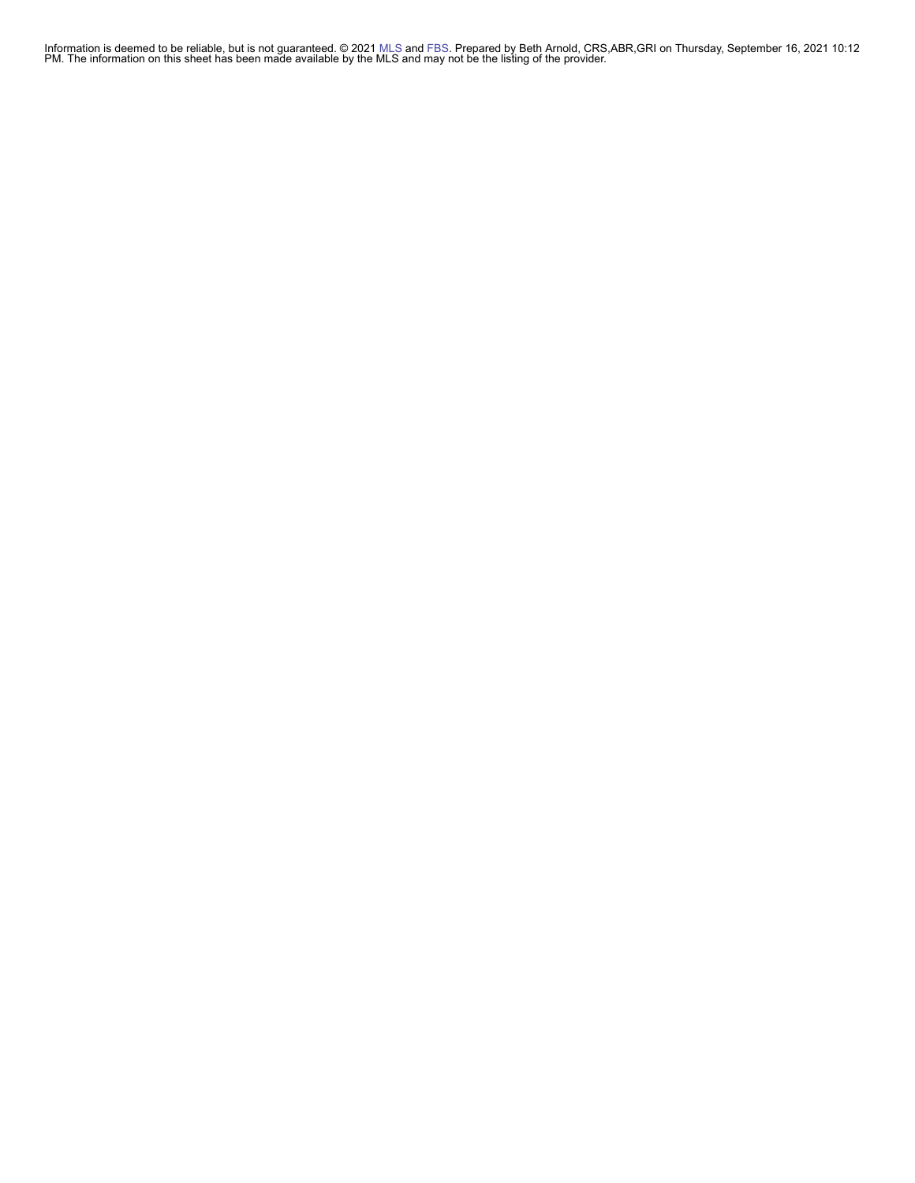Information is deemed to be reliable, but is not guaranteed. © 2021 MLS and FBS. Prepared by Beth Arnold, CRS,ABR,GRI on Thursday, September 16, 2021 10:12 PM. The information on this sheet has been made available by the MLS and may not be the listing of the provider.